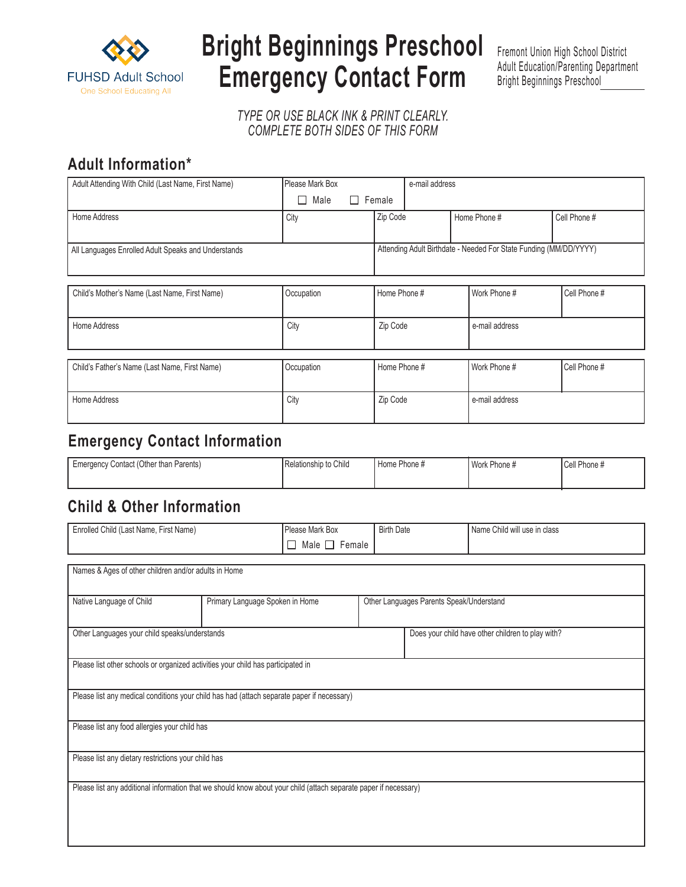FUHSD Adult School
One School Educating All

# Bright Beginnings Preschool Emergency Contact Form

Fremont Union High School District
Adult Education/Parenting Department
Bright Beginnings Preschool

*TYPE OR USE BLACK INK & PRINT CLEARLY.*
*COMPLETE BOTH SIDES OF THIS FORM*

## Adult Information*

| Adult Attending With Child (Last Name, First Name) | Please Mark Box ☐ Male ☐ Female | e-mail address | | |
|---|---|---|---|---|
| Home Address | City | Zip Code | Home Phone # | Cell Phone # |
| All Languages Enrolled Adult Speaks and Understands | | Attending Adult Birthdate - Needed For State Funding (MM/DD/YYYY) | | |

| Child's Mother's Name (Last Name, First Name) | Occupation | Home Phone # | Work Phone # | Cell Phone # |
|---|---|---|---|---|
| Home Address | City | Zip Code | e-mail address | |

| Child's Father's Name (Last Name, First Name) | Occupation | Home Phone # | Work Phone # | Cell Phone # |
|---|---|---|---|---|
| Home Address | City | Zip Code | e-mail address | |

## Emergency Contact Information

| Emergency Contact (Other than Parents) | Relationship to Child | Home Phone # | Work Phone # | Cell Phone # |
|---|---|---|---|---|
| | | | | |

## Child & Other Information

| Enrolled Child (Last Name, First Name) | Please Mark Box ☐ Male ☐ Female | Birth Date | Name Child will use in class |
|---|---|---|---|
| | | | |

| Names & Ages of other children and/or adults in Home | | |
|---|---|---|
| Native Language of Child | Primary Language Spoken in Home | Other Languages Parents Speak/Understand |
| Other Languages your child speaks/understands | | Does your child have other children to play with? |
| Please list other schools or organized activities your child has participated in | | |
| Please list any medical conditions your child has had (attach separate paper if necessary) | | |
| Please list any food allergies your child has | | |
| Please list any dietary restrictions your child has | | |
| Please list any additional information that we should know about your child (attach separate paper if necessary) | | |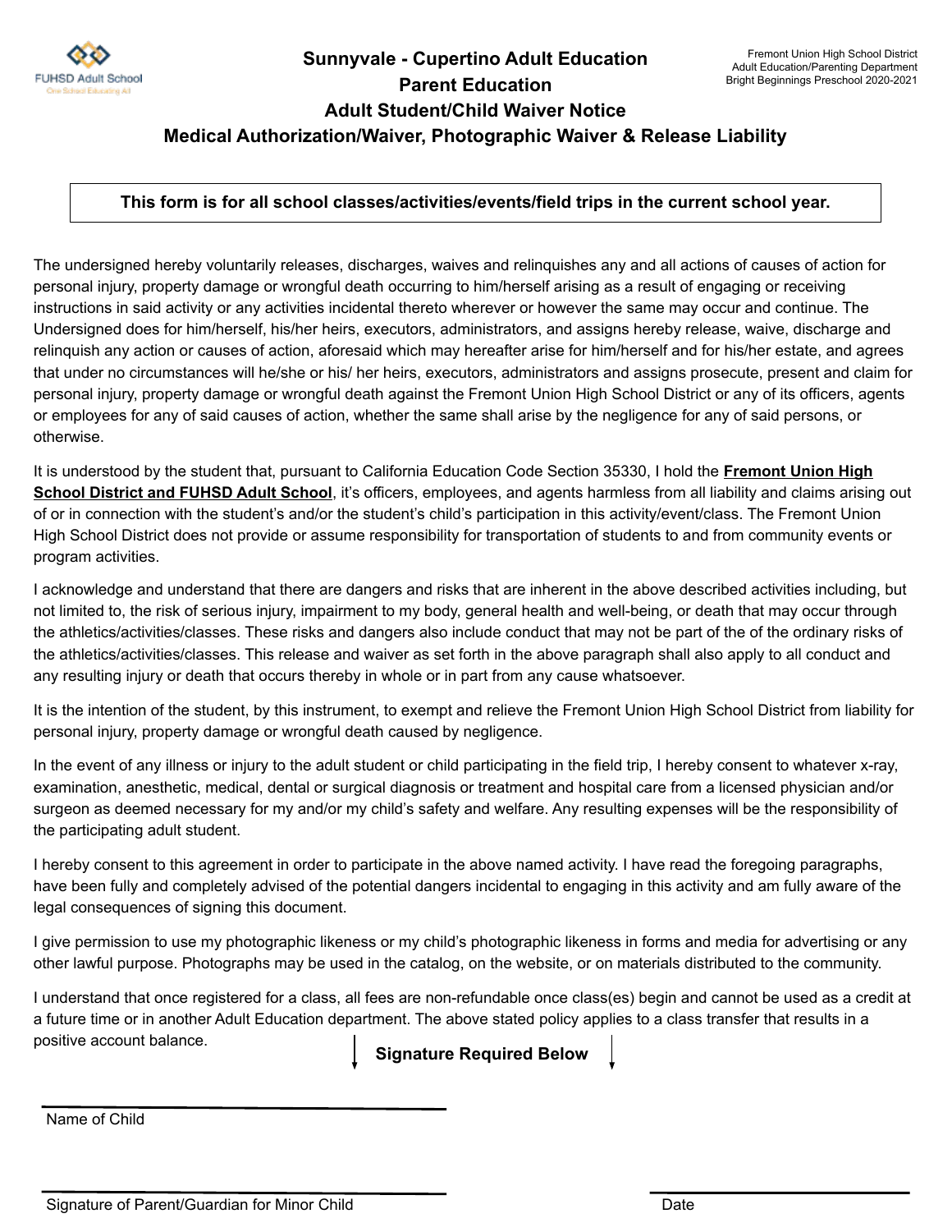FUHSD Adult School
One School Educating All

Fremont Union High School District
Adult Education/Parenting Department
Bright Beginnings Preschool 2020-2021

# Sunnyvale - Cupertino Adult Education
## Parent Education
## Adult Student/Child Waiver Notice
## Medical Authorization/Waiver, Photographic Waiver & Release Liability

**This form is for all school classes/activities/events/field trips in the current school year.**

The undersigned hereby voluntarily releases, discharges, waives and relinquishes any and all actions of causes of action for personal injury, property damage or wrongful death occurring to him/herself arising as a result of engaging or receiving instructions in said activity or any activities incidental thereto wherever or however the same may occur and continue. The Undersigned does for him/herself, his/her heirs, executors, administrators, and assigns hereby release, waive, discharge and relinquish any action or causes of action, aforesaid which may hereafter arise for him/herself and for his/her estate, and agrees that under no circumstances will he/she or his/ her heirs, executors, administrators and assigns prosecute, present and claim for personal injury, property damage or wrongful death against the Fremont Union High School District or any of its officers, agents or employees for any of said causes of action, whether the same shall arise by the negligence for any of said persons, or otherwise.

It is understood by the student that, pursuant to California Education Code Section 35330, I hold the **Fremont Union High School District and FUHSD Adult School**, it's officers, employees, and agents harmless from all liability and claims arising out of or in connection with the student's and/or the student's child's participation in this activity/event/class. The Fremont Union High School District does not provide or assume responsibility for transportation of students to and from community events or program activities.

I acknowledge and understand that there are dangers and risks that are inherent in the above described activities including, but not limited to, the risk of serious injury, impairment to my body, general health and well-being, or death that may occur through the athletics/activities/classes. These risks and dangers also include conduct that may not be part of the of the ordinary risks of the athletics/activities/classes. This release and waiver as set forth in the above paragraph shall also apply to all conduct and any resulting injury or death that occurs thereby in whole or in part from any cause whatsoever.

It is the intention of the student, by this instrument, to exempt and relieve the Fremont Union High School District from liability for personal injury, property damage or wrongful death caused by negligence.

In the event of any illness or injury to the adult student or child participating in the field trip, I hereby consent to whatever x-ray, examination, anesthetic, medical, dental or surgical diagnosis or treatment and hospital care from a licensed physician and/or surgeon as deemed necessary for my and/or my child's safety and welfare. Any resulting expenses will be the responsibility of the participating adult student.

I hereby consent to this agreement in order to participate in the above named activity. I have read the foregoing paragraphs, have been fully and completely advised of the potential dangers incidental to engaging in this activity and am fully aware of the legal consequences of signing this document.

I give permission to use my photographic likeness or my child's photographic likeness in forms and media for advertising or any other lawful purpose. Photographs may be used in the catalog, on the website, or on materials distributed to the community.

I understand that once registered for a class, all fees are non-refundable once class(es) begin and cannot be used as a credit at a future time or in another Adult Education department. The above stated policy applies to a class transfer that results in a positive account balance.

**Signature Required Below**

\_\_\_\_\_\_\_\_\_\_\_\_\_\_\_\_\_\_\_\_\_\_\_\_\_\_\_\_\_\_\_\_\_\_\_\_
Name of Child

\_\_\_\_\_\_\_\_\_\_\_\_\_\_\_\_\_\_\_\_\_\_\_\_\_\_\_\_\_\_\_\_\_\_\_\_ \_\_\_\_\_\_\_\_\_\_\_\_\_\_\_\_\_\_\_\_
Signature of Parent/Guardian for Minor Child Date